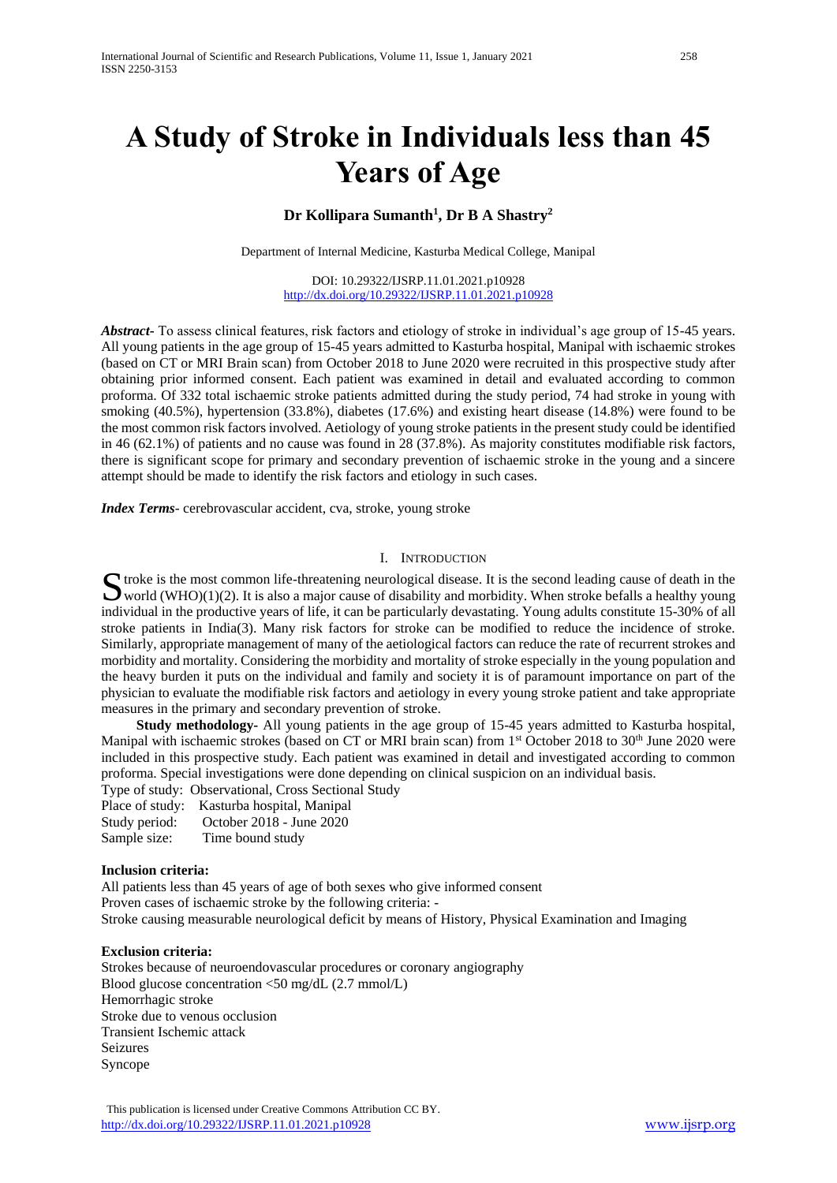# A Study of Stroke in Individuals less than 45 Years of Age

**Dr Kollipara Sumanth[1], Dr B A Shastry[2]**

Department of Internal Medicine, Kasturba Medical College, Manipal

DOI: 10.29322/IJSRP.11.01.2021.p10928
http://dx.doi.org/10.29322/IJSRP.11.01.2021.p10928

***Abstract***- To assess clinical features, risk factors and etiology of stroke in individual's age group of 15-45 years. All young patients in the age group of 15-45 years admitted to Kasturba hospital, Manipal with ischaemic strokes (based on CT or MRI Brain scan) from October 2018 to June 2020 were recruited in this prospective study after obtaining prior informed consent. Each patient was examined in detail and evaluated according to common proforma. Of 332 total ischaemic stroke patients admitted during the study period, 74 had stroke in young with smoking (40.5%), hypertension (33.8%), diabetes (17.6%) and existing heart disease (14.8%) were found to be the most common risk factors involved. Aetiology of young stroke patients in the present study could be identified in 46 (62.1%) of patients and no cause was found in 28 (37.8%). As majority constitutes modifiable risk factors, there is significant scope for primary and secondary prevention of ischaemic stroke in the young and a sincere attempt should be made to identify the risk factors and etiology in such cases.

***Index Terms***- cerebrovascular accident, cva, stroke, young stroke

## I. Introduction

Stroke is the most common life-threatening neurological disease. It is the second leading cause of death in the world (WHO)(1)(2). It is also a major cause of disability and morbidity. When stroke befalls a healthy young individual in the productive years of life, it can be particularly devastating. Young adults constitute 15-30% of all stroke patients in India(3). Many risk factors for stroke can be modified to reduce the incidence of stroke. Similarly, appropriate management of many of the aetiological factors can reduce the rate of recurrent strokes and morbidity and mortality. Considering the morbidity and mortality of stroke especially in the young population and the heavy burden it puts on the individual and family and society it is of paramount importance on part of the physician to evaluate the modifiable risk factors and aetiology in every young stroke patient and take appropriate measures in the primary and secondary prevention of stroke.

**Study methodology-** All young patients in the age group of 15-45 years admitted to Kasturba hospital, Manipal with ischaemic strokes (based on CT or MRI brain scan) from 1st October 2018 to 30th June 2020 were included in this prospective study. Each patient was examined in detail and investigated according to common proforma. Special investigations were done depending on clinical suspicion on an individual basis.

Type of study: Observational, Cross Sectional Study
Place of study: Kasturba hospital, Manipal
Study period: October 2018 - June 2020
Sample size: Time bound study

**Inclusion criteria:**

All patients less than 45 years of age of both sexes who give informed consent
Proven cases of ischaemic stroke by the following criteria: -
Stroke causing measurable neurological deficit by means of History, Physical Examination and Imaging

**Exclusion criteria:**

Strokes because of neuroendovascular procedures or coronary angiography
Blood glucose concentration <50 mg/dL (2.7 mmol/L)
Hemorrhagic stroke
Stroke due to venous occlusion
Transient Ischemic attack
Seizures
Syncope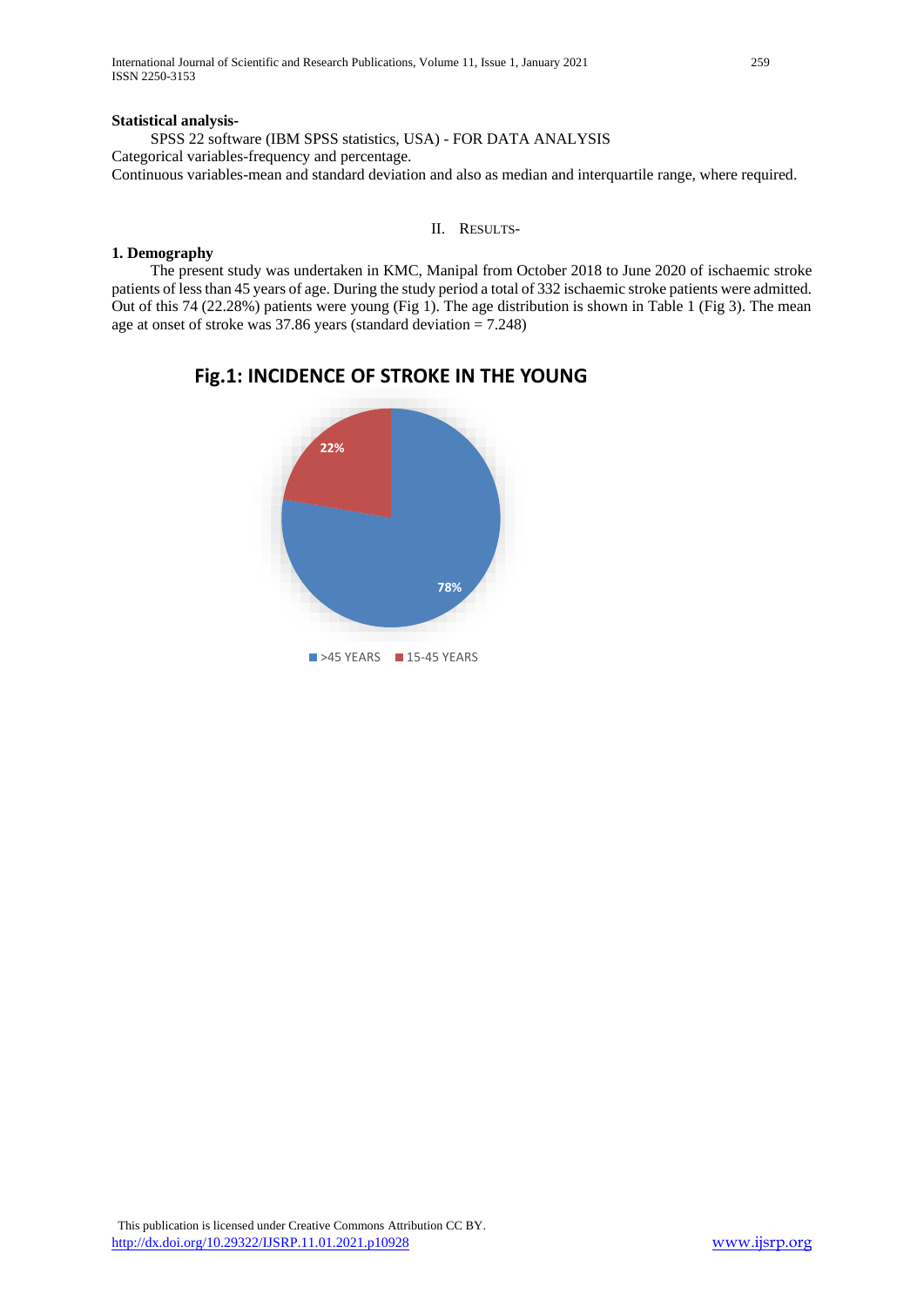**Statistical analysis-**

SPSS 22 software (IBM SPSS statistics, USA) - FOR DATA ANALYSIS

Categorical variables-frequency and percentage.

Continuous variables-mean and standard deviation and also as median and interquartile range, where required.

## II. RESULTS-

### 1. Demography

The present study was undertaken in KMC, Manipal from October 2018 to June 2020 of ischaemic stroke patients of less than 45 years of age. During the study period a total of 332 ischaemic stroke patients were admitted. Out of this 74 (22.28%) patients were young (Fig 1). The age distribution is shown in Table 1 (Fig 3). The mean age at onset of stroke was 37.86 years (standard deviation = 7.248)

**Fig.1: INCIDENCE OF STROKE IN THE YOUNG**

22%

78%

>45 YEARS 15-45 YEARS

This publication is licensed under Creative Commons Attribution CC BY.

http://dx.doi.org/10.29322/IJSRP.11.01.2021.p10928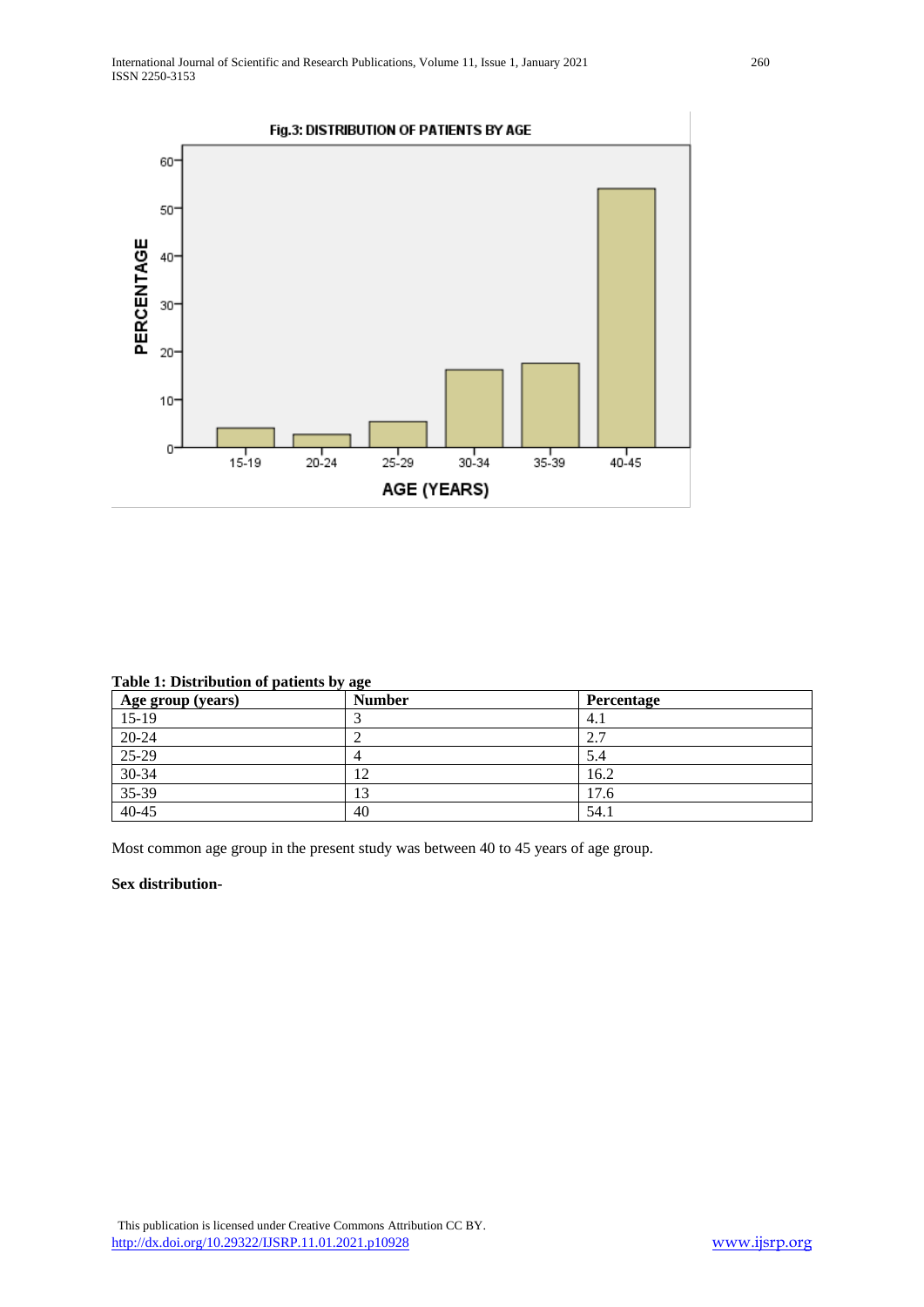**Fig.3: DISTRIBUTION OF PATIENTS BY AGE**

**Table 1: Distribution of patients by age**

| Age group (years) | Number | Percentage |
|---|---|---|
| 15-19 | 3 | 4.1 |
| 20-24 | 2 | 2.7 |
| 25-29 | 4 | 5.4 |
| 30-34 | 12 | 16.2 |
| 35-39 | 13 | 17.6 |
| 40-45 | 40 | 54.1 |

Most common age group in the present study was between 40 to 45 years of age group.

**Sex distribution-**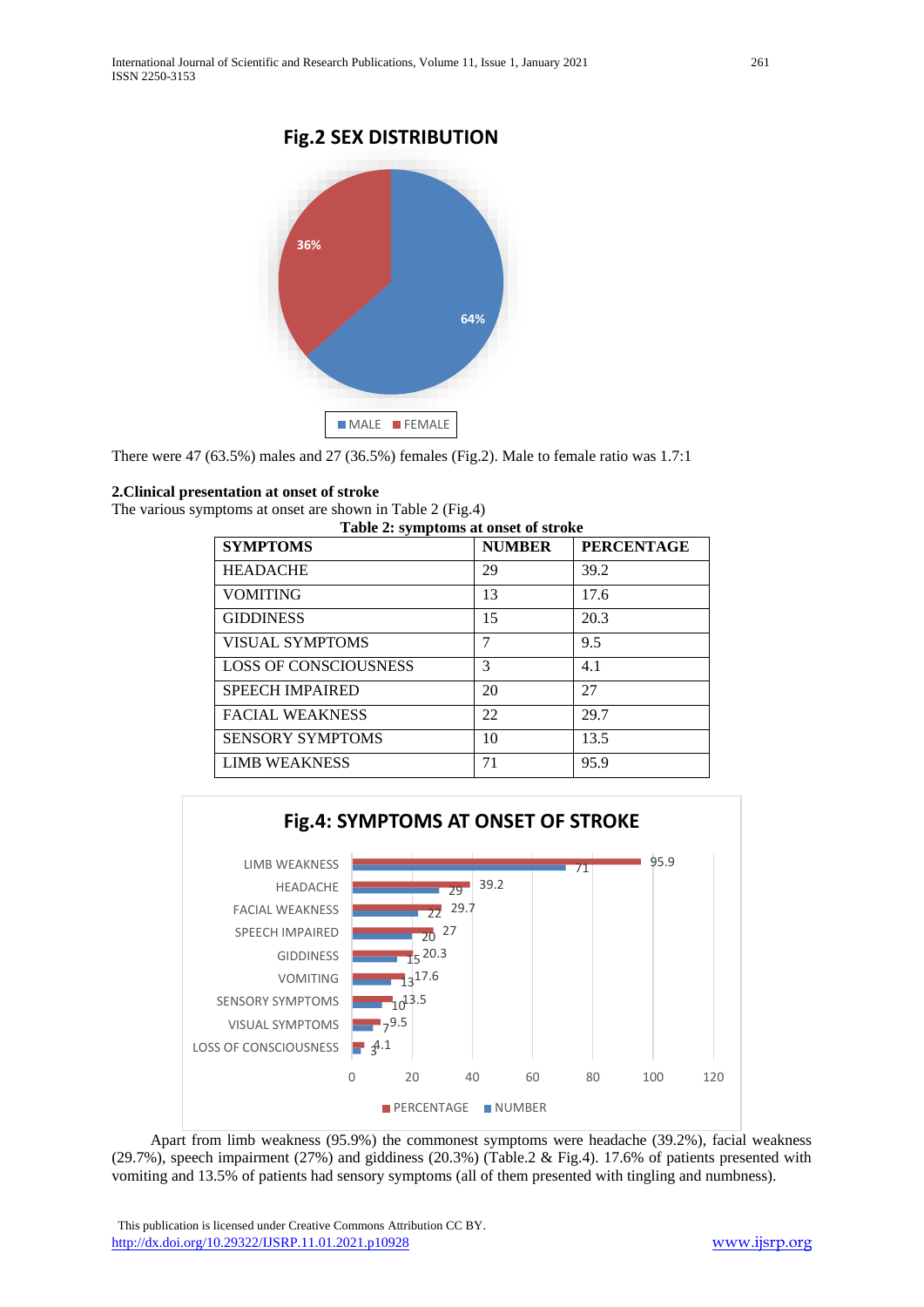**Fig.2 SEX DISTRIBUTION**

There were 47 (63.5%) males and 27 (36.5%) females (Fig.2). Male to female ratio was 1.7:1

**2.Clinical presentation at onset of stroke**

The various symptoms at onset are shown in Table 2 (Fig.4)

**Table 2: symptoms at onset of stroke**

| SYMPTOMS | NUMBER | PERCENTAGE |
|---|---|---|
| HEADACHE | 29 | 39.2 |
| VOMITING | 13 | 17.6 |
| GIDDINESS | 15 | 20.3 |
| VISUAL SYMPTOMS | 7 | 9.5 |
| LOSS OF CONSCIOUSNESS | 3 | 4.1 |
| SPEECH IMPAIRED | 20 | 27 |
| FACIAL WEAKNESS | 22 | 29.7 |
| SENSORY SYMPTOMS | 10 | 13.5 |
| LIMB WEAKNESS | 71 | 95.9 |

**Fig.4: SYMPTOMS AT ONSET OF STROKE**

Apart from limb weakness (95.9%) the commonest symptoms were headache (39.2%), facial weakness (29.7%), speech impairment (27%) and giddiness (20.3%) (Table.2 & Fig.4). 17.6% of patients presented with vomiting and 13.5% of patients had sensory symptoms (all of them presented with tingling and numbness).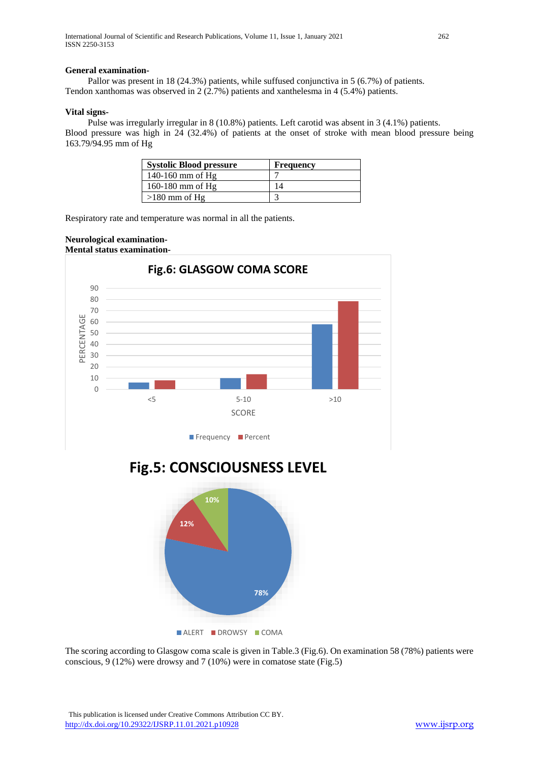**General examination-**

Pallor was present in 18 (24.3%) patients, while suffused conjunctiva in 5 (6.7%) of patients. Tendon xanthomas was observed in 2 (2.7%) patients and xanthelesma in 4 (5.4%) patients.

**Vital signs-**

Pulse was irregularly irregular in 8 (10.8%) patients. Left carotid was absent in 3 (4.1%) patients. Blood pressure was high in 24 (32.4%) of patients at the onset of stroke with mean blood pressure being 163.79/94.95 mm of Hg

| Systolic Blood pressure | Frequency |
|---|---|
| 140-160 mm of Hg | 7 |
| 160-180 mm of Hg | 14 |
| >180 mm of Hg | 3 |

Respiratory rate and temperature was normal in all the patients.

**Neurological examination-**
**Mental status examination-**

Fig.6: GLASGOW COMA SCORE

Fig.5: CONSCIOUSNESS LEVEL

The scoring according to Glasgow coma scale is given in Table.3 (Fig.6). On examination 58 (78%) patients were conscious, 9 (12%) were drowsy and 7 (10%) were in comatose state (Fig.5)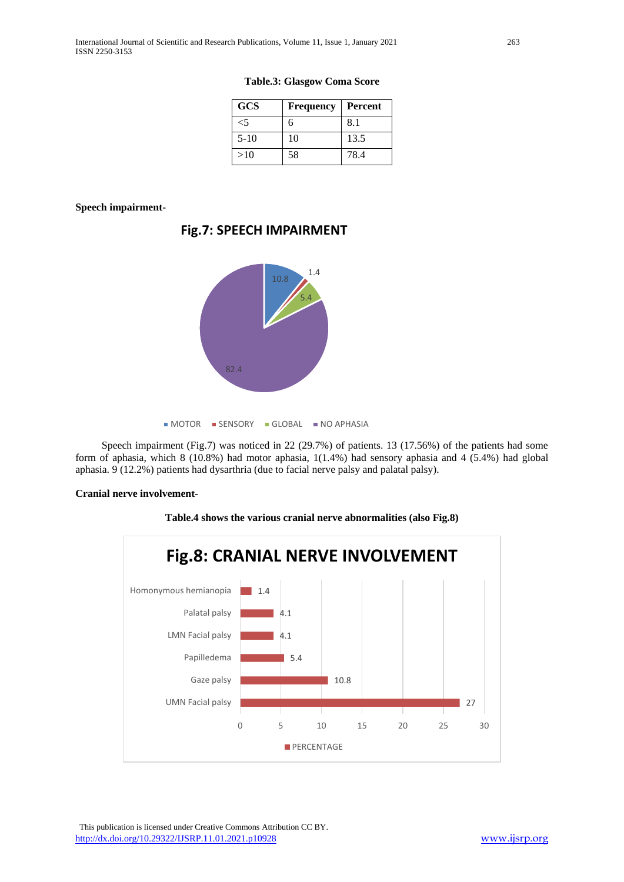**Table.3: Glasgow Coma Score**

| GCS | Frequency | Percent |
|---|---|---|
| <5 | 6 | 8.1 |
| 5-10 | 10 | 13.5 |
| >10 | 58 | 78.4 |

**Speech impairment-**

**Fig.7: SPEECH IMPAIRMENT**

Speech impairment (Fig.7) was noticed in 22 (29.7%) of patients. 13 (17.56%) of the patients had some form of aphasia, which 8 (10.8%) had motor aphasia, 1(1.4%) had sensory aphasia and 4 (5.4%) had global aphasia. 9 (12.2%) patients had dysarthria (due to facial nerve palsy and palatal palsy).

**Cranial nerve involvement-**

**Table.4 shows the various cranial nerve abnormalities (also Fig.8)**

**Fig.8: CRANIAL NERVE INVOLVEMENT**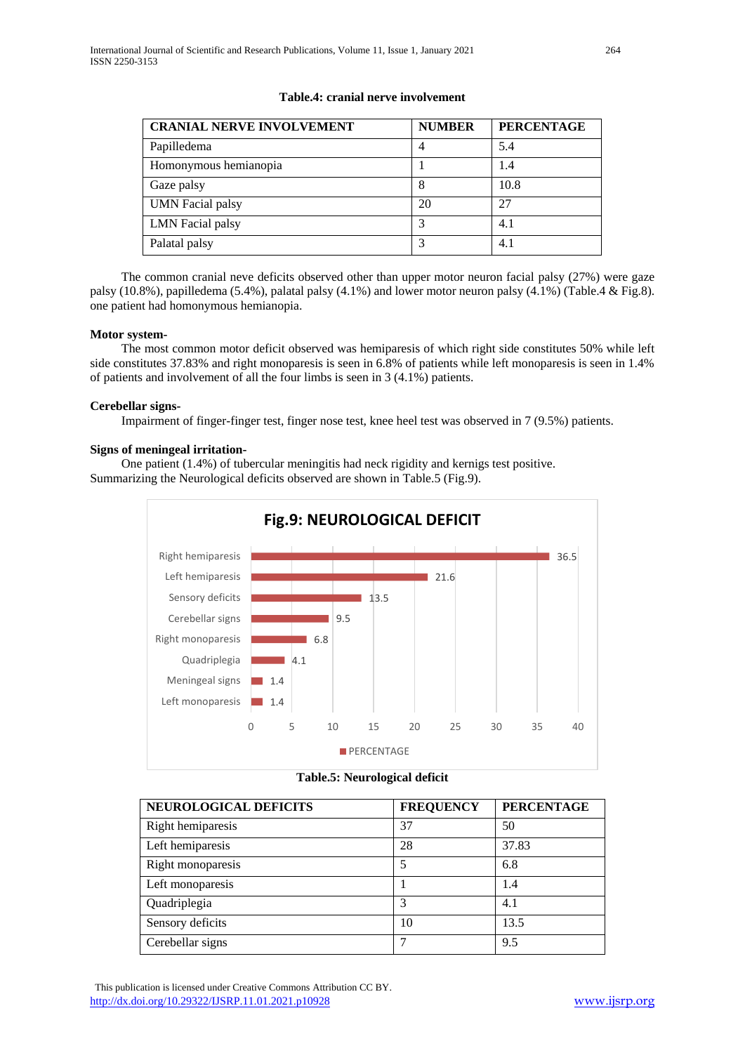**Table.4: cranial nerve involvement**

| CRANIAL NERVE INVOLVEMENT | NUMBER | PERCENTAGE |
|---|---|---|
| Papilledema | 4 | 5.4 |
| Homonymous hemianopia | 1 | 1.4 |
| Gaze palsy | 8 | 10.8 |
| UMN Facial palsy | 20 | 27 |
| LMN Facial palsy | 3 | 4.1 |
| Palatal palsy | 3 | 4.1 |

The common cranial neve deficits observed other than upper motor neuron facial palsy (27%) were gaze palsy (10.8%), papilledema (5.4%), palatal palsy (4.1%) and lower motor neuron palsy (4.1%) (Table.4 & Fig.8). one patient had homonymous hemianopia.

**Motor system-**

The most common motor deficit observed was hemiparesis of which right side constitutes 50% while left side constitutes 37.83% and right monoparesis is seen in 6.8% of patients while left monoparesis is seen in 1.4% of patients and involvement of all the four limbs is seen in 3 (4.1%) patients.

**Cerebellar signs-**

Impairment of finger-finger test, finger nose test, knee heel test was observed in 7 (9.5%) patients.

**Signs of meningeal irritation-**

One patient (1.4%) of tubercular meningitis had neck rigidity and kernigs test positive.
Summarizing the Neurological deficits observed are shown in Table.5 (Fig.9).

**Fig.9: NEUROLOGICAL DEFICIT**

**Table.5: Neurological deficit**

| NEUROLOGICAL DEFICITS | FREQUENCY | PERCENTAGE |
|---|---|---|
| Right hemiparesis | 37 | 50 |
| Left hemiparesis | 28 | 37.83 |
| Right monoparesis | 5 | 6.8 |
| Left monoparesis | 1 | 1.4 |
| Quadriplegia | 3 | 4.1 |
| Sensory deficits | 10 | 13.5 |
| Cerebellar signs | 7 | 9.5 |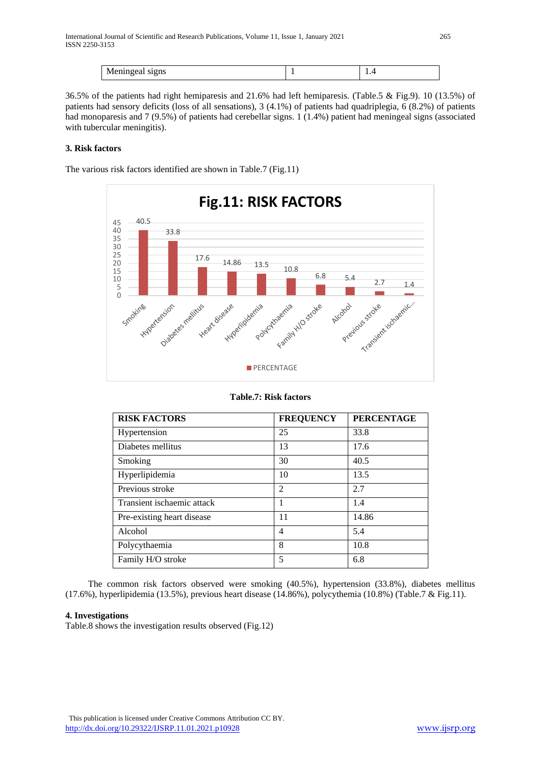| | | |
|---|---|---|
| Meningeal signs | 1 | 1.4 |

36.5% of the patients had right hemiparesis and 21.6% had left hemiparesis. (Table.5 & Fig.9). 10 (13.5%) of patients had sensory deficits (loss of all sensations), 3 (4.1%) of patients had quadriplegia, 6 (8.2%) of patients had monoparesis and 7 (9.5%) of patients had cerebellar signs. 1 (1.4%) patient had meningeal signs (associated with tubercular meningitis).

### 3. Risk factors

The various risk factors identified are shown in Table.7 (Fig.11)

**Table.7: Risk factors**

| RISK FACTORS | FREQUENCY | PERCENTAGE |
|---|---|---|
| Hypertension | 25 | 33.8 |
| Diabetes mellitus | 13 | 17.6 |
| Smoking | 30 | 40.5 |
| Hyperlipidemia | 10 | 13.5 |
| Previous stroke | 2 | 2.7 |
| Transient ischaemic attack | 1 | 1.4 |
| Pre-existing heart disease | 11 | 14.86 |
| Alcohol | 4 | 5.4 |
| Polycythaemia | 8 | 10.8 |
| Family H/O stroke | 5 | 6.8 |

The common risk factors observed were smoking (40.5%), hypertension (33.8%), diabetes mellitus (17.6%), hyperlipidemia (13.5%), previous heart disease (14.86%), polycythemia (10.8%) (Table.7 & Fig.11).

### 4. Investigations

Table.8 shows the investigation results observed (Fig.12)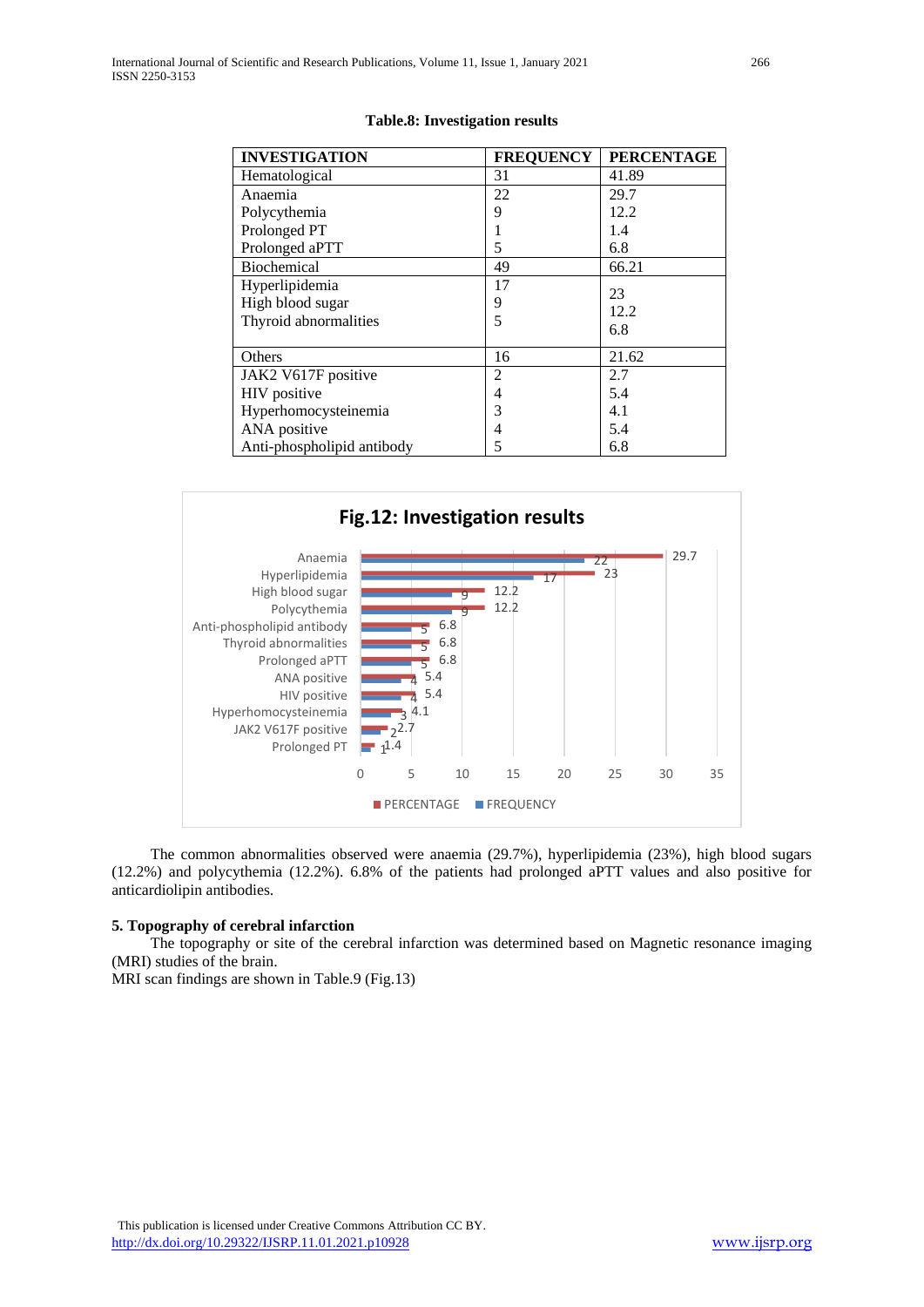**Table.8: Investigation results**

| INVESTIGATION | FREQUENCY | PERCENTAGE |
|---|---|---|
| Hematological | 31 | 41.89 |
| Anaemia | 22 | 29.7 |
| Polycythemia | 9 | 12.2 |
| Prolonged PT | 1 | 1.4 |
| Prolonged aPTT | 5 | 6.8 |
| Biochemical | 49 | 66.21 |
| Hyperlipidemia | 17 | 23 |
| High blood sugar | 9 | 12.2 |
| Thyroid abnormalities | 5 | 6.8 |
| Others | 16 | 21.62 |
| JAK2 V617F positive | 2 | 2.7 |
| HIV positive | 4 | 5.4 |
| Hyperhomocysteinemia | 3 | 4.1 |
| ANA positive | 4 | 5.4 |
| Anti-phospholipid antibody | 5 | 6.8 |

**Fig.12: Investigation results**

| Investigation | PERCENTAGE | FREQUENCY |
|---|---|---|
| Anaemia | 29.7 | 22 |
| Hyperlipidemia | 23 | 17 |
| High blood sugar | 12.2 | 9 |
| Polycythemia | 12.2 | 9 |
| Anti-phospholipid antibody | 6.8 | 5 |
| Thyroid abnormalities | 6.8 | 5 |
| Prolonged aPTT | 6.8 | 5 |
| ANA positive | 5.4 | 4 |
| HIV positive | 5.4 | 4 |
| Hyperhomocysteinemia | 4.1 | 3 |
| JAK2 V617F positive | 2.7 | 2 |
| Prolonged PT | 1.4 | 1 |

The common abnormalities observed were anaemia (29.7%), hyperlipidemia (23%), high blood sugars (12.2%) and polycythemia (12.2%). 6.8% of the patients had prolonged aPTT values and also positive for anticardiolipin antibodies.

### 5. Topography of cerebral infarction

The topography or site of the cerebral infarction was determined based on Magnetic resonance imaging (MRI) studies of the brain.

MRI scan findings are shown in Table.9 (Fig.13)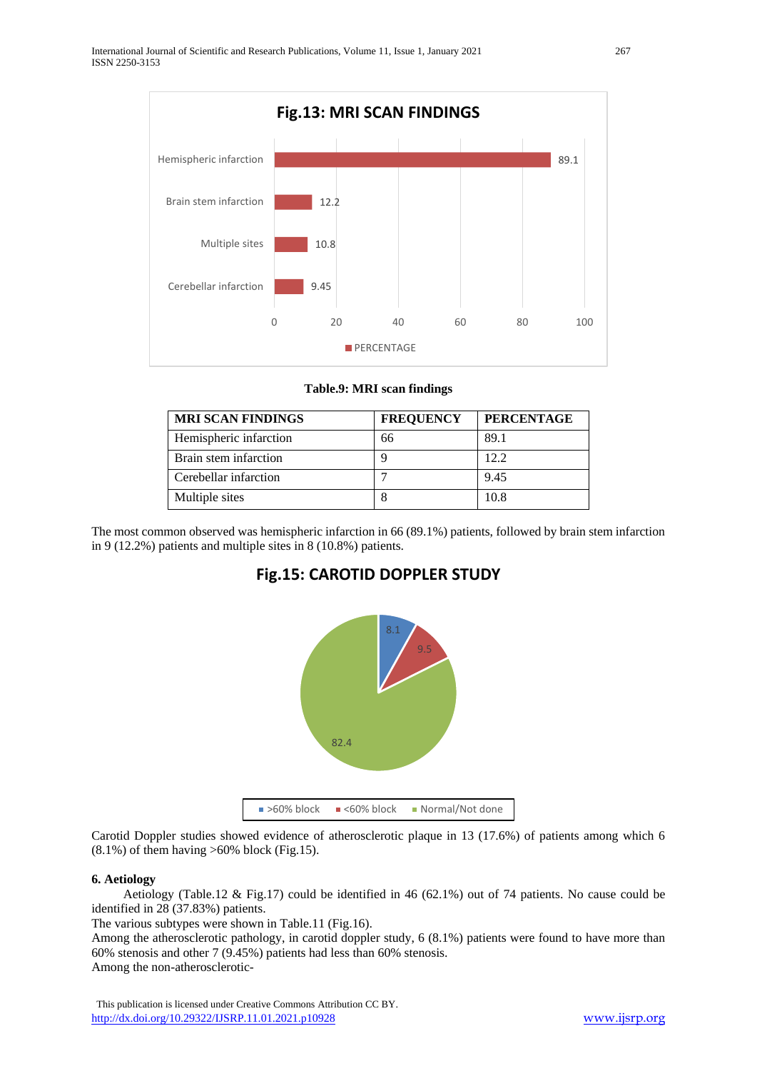**Fig.13: MRI SCAN FINDINGS**

**Table.9: MRI scan findings**

| MRI SCAN FINDINGS | FREQUENCY | PERCENTAGE |
|---|---|---|
| Hemispheric infarction | 66 | 89.1 |
| Brain stem infarction | 9 | 12.2 |
| Cerebellar infarction | 7 | 9.45 |
| Multiple sites | 8 | 10.8 |

The most common observed was hemispheric infarction in 66 (89.1%) patients, followed by brain stem infarction in 9 (12.2%) patients and multiple sites in 8 (10.8%) patients.

**Fig.15: CAROTID DOPPLER STUDY**

Carotid Doppler studies showed evidence of atherosclerotic plaque in 13 (17.6%) of patients among which 6 (8.1%) of them having >60% block (Fig.15).

**6. Aetiology**

Aetiology (Table.12 & Fig.17) could be identified in 46 (62.1%) out of 74 patients. No cause could be identified in 28 (37.83%) patients.

The various subtypes were shown in Table.11 (Fig.16).

Among the atherosclerotic pathology, in carotid doppler study, 6 (8.1%) patients were found to have more than 60% stenosis and other 7 (9.45%) patients had less than 60% stenosis.

Among the non-atherosclerotic-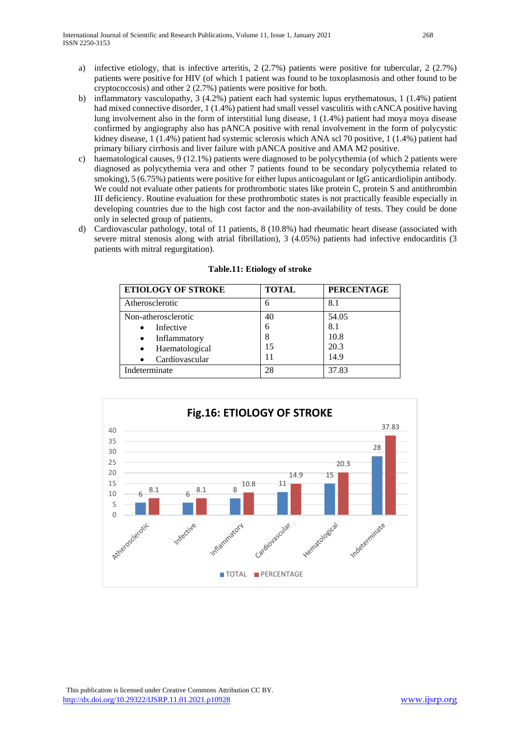a) infective etiology, that is infective arteritis, 2 (2.7%) patients were positive for tubercular, 2 (2.7%) patients were positive for HIV (of which 1 patient was found to be toxoplasmosis and other found to be cryptococcosis) and other 2 (2.7%) patients were positive for both.

b) inflammatory vasculopathy, 3 (4.2%) patient each had systemic lupus erythematosus, 1 (1.4%) patient had mixed connective disorder, 1 (1.4%) patient had small vessel vasculitis with cANCA positive having lung involvement also in the form of interstitial lung disease, 1 (1.4%) patient had moya moya disease confirmed by angiography also has pANCA positive with renal involvement in the form of polycystic kidney disease, 1 (1.4%) patient had systemic sclerosis which ANA scl 70 positive, 1 (1.4%) patient had primary biliary cirrhosis and liver failure with pANCA positive and AMA M2 positive.

c) haematological causes, 9 (12.1%) patients were diagnosed to be polycythemia (of which 2 patients were diagnosed as polycythemia vera and other 7 patients found to be secondary polycythemia related to smoking), 5 (6.75%) patients were positive for either lupus anticoagulant or IgG anticardiolipin antibody. We could not evaluate other patients for prothrombotic states like protein C, protein S and antithrombin III deficiency. Routine evaluation for these prothrombotic states is not practically feasible especially in developing countries due to the high cost factor and the non-availability of tests. They could be done only in selected group of patients.

d) Cardiovascular pathology, total of 11 patients, 8 (10.8%) had rheumatic heart disease (associated with severe mitral stenosis along with atrial fibrillation), 3 (4.05%) patients had infective endocarditis (3 patients with mitral regurgitation).

**Table.11: Etiology of stroke**

| ETIOLOGY OF STROKE | TOTAL | PERCENTAGE |
|---|---|---|
| Atherosclerotic | 6 | 8.1 |
| Non-atherosclerotic | 40 | 54.05 |
| • Infective | 6 | 8.1 |
| • Inflammatory | 8 | 10.8 |
| • Haematological | 15 | 20.3 |
| • Cardiovascular | 11 | 14.9 |
| Indeterminate | 28 | 37.83 |

Fig.16: ETIOLOGY OF STROKE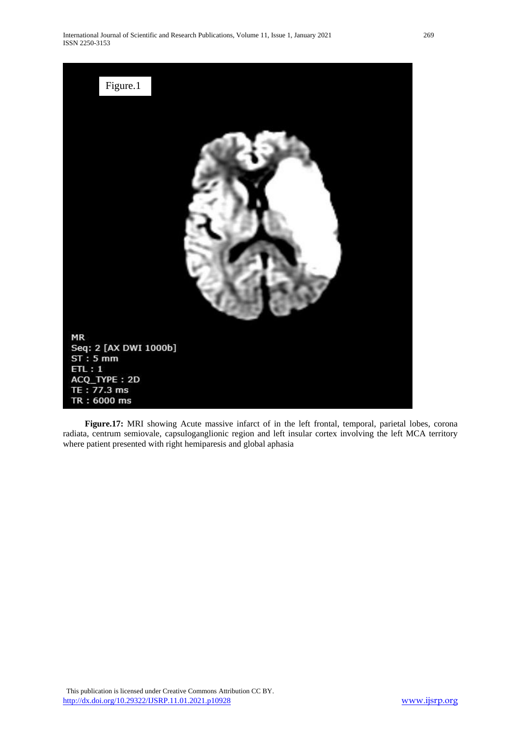**Figure.17:** MRI showing Acute massive infarct of in the left frontal, temporal, parietal lobes, corona radiata, centrum semiovale, capsuloganglionic region and left insular cortex involving the left MCA territory where patient presented with right hemiparesis and global aphasia

This publication is licensed under Creative Commons Attribution CC BY.
http://dx.doi.org/10.29322/IJSRP.11.01.2021.p10928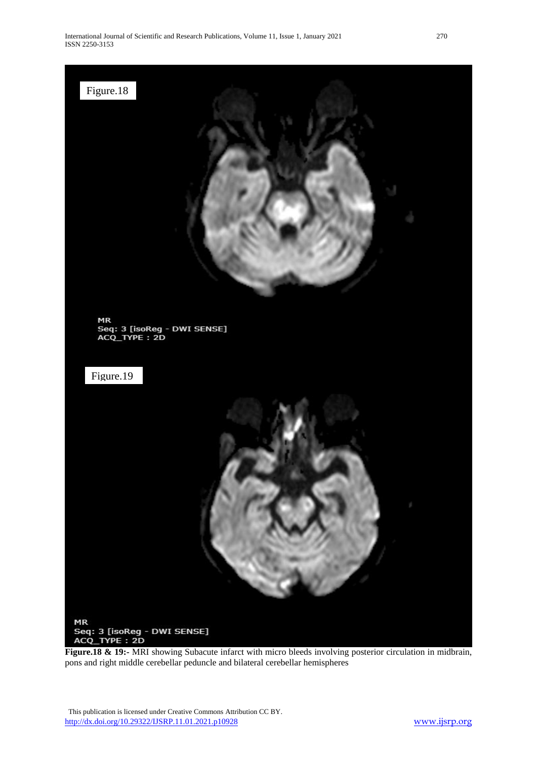**Figure.18 & 19:-** MRI showing Subacute infarct with micro bleeds involving posterior circulation in midbrain, pons and right middle cerebellar peduncle and bilateral cerebellar hemispheres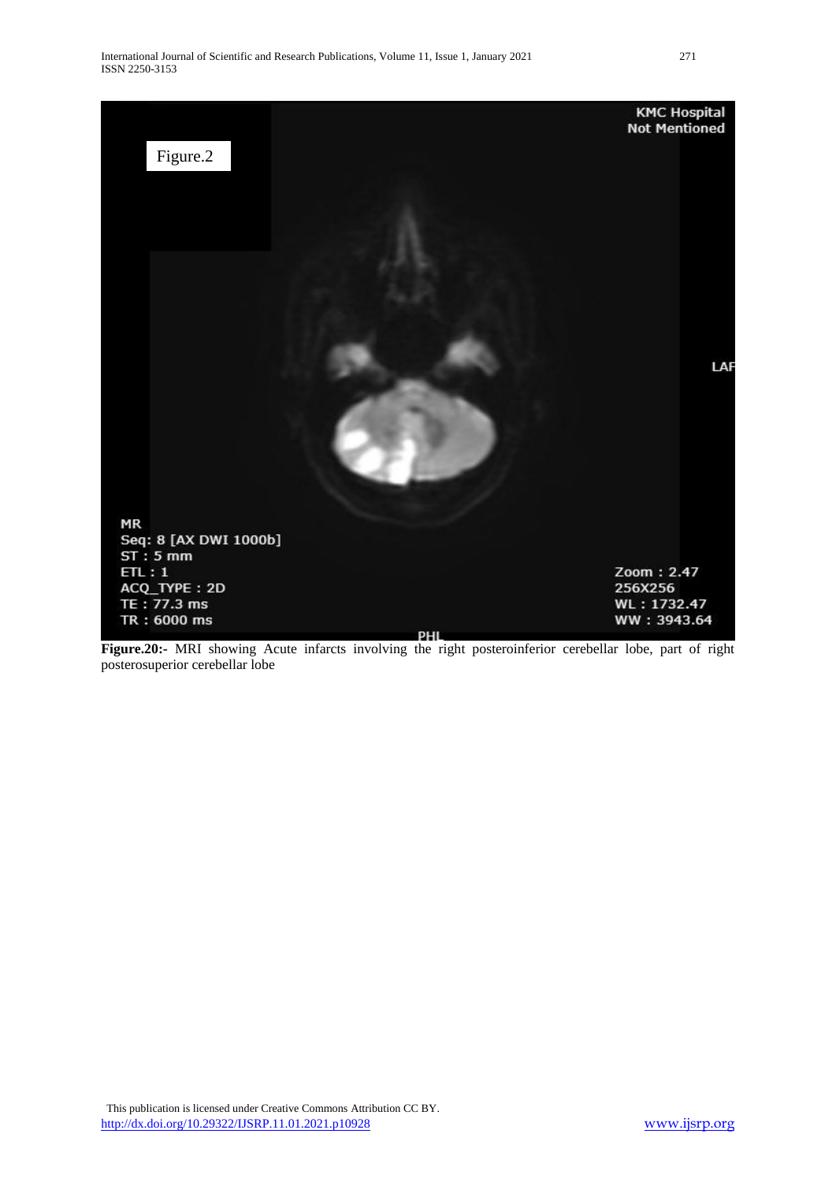**Figure.20:-** MRI showing Acute infarcts involving the right posteroinferior cerebellar lobe, part of right posterosuperior cerebellar lobe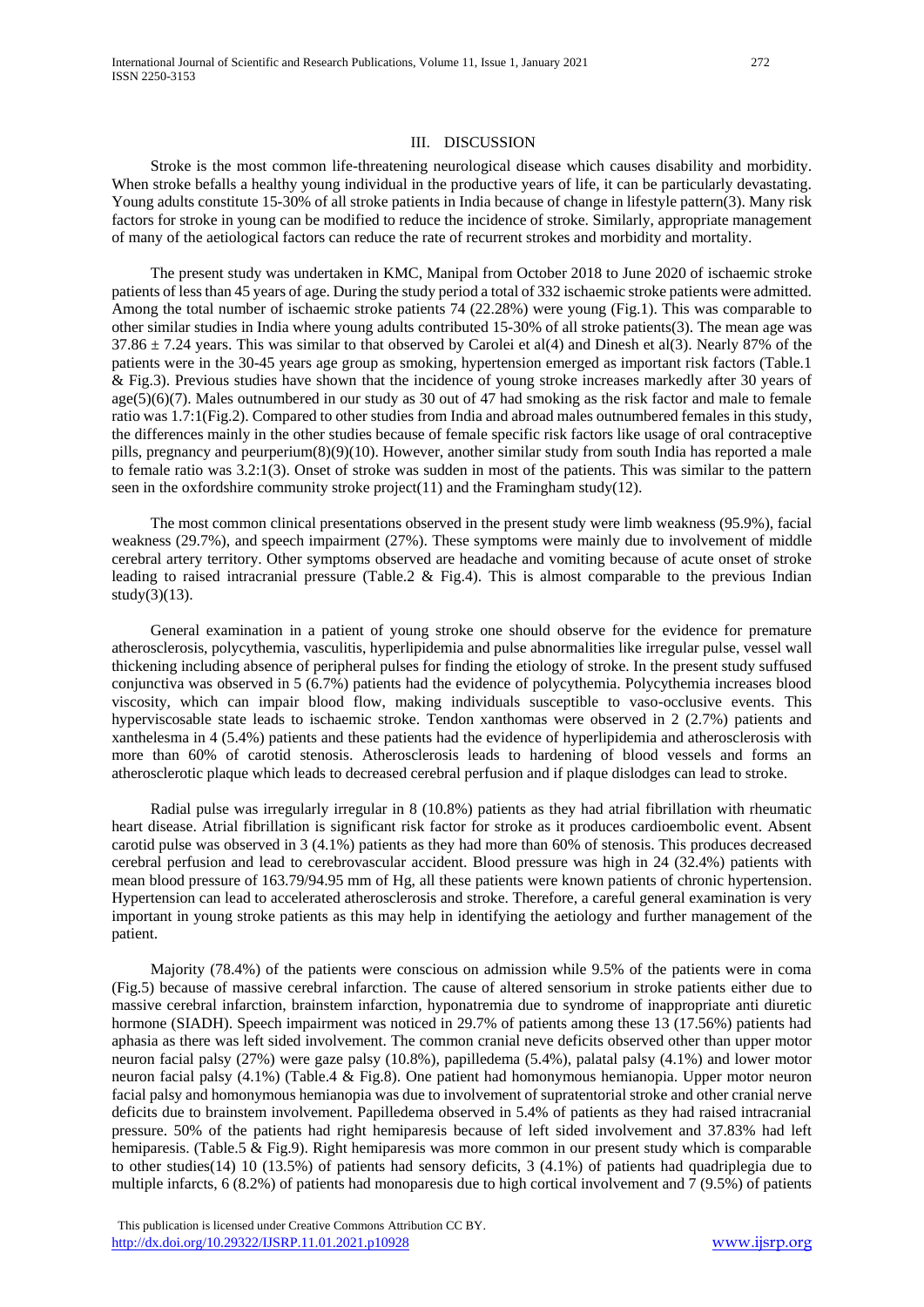## III. DISCUSSION

Stroke is the most common life-threatening neurological disease which causes disability and morbidity. When stroke befalls a healthy young individual in the productive years of life, it can be particularly devastating. Young adults constitute 15-30% of all stroke patients in India because of change in lifestyle pattern(3). Many risk factors for stroke in young can be modified to reduce the incidence of stroke. Similarly, appropriate management of many of the aetiological factors can reduce the rate of recurrent strokes and morbidity and mortality.

The present study was undertaken in KMC, Manipal from October 2018 to June 2020 of ischaemic stroke patients of less than 45 years of age. During the study period a total of 332 ischaemic stroke patients were admitted. Among the total number of ischaemic stroke patients 74 (22.28%) were young (Fig.1). This was comparable to other similar studies in India where young adults contributed 15-30% of all stroke patients(3). The mean age was $37.86 \pm 7.24$ years. This was similar to that observed by Carolei et al(4) and Dinesh et al(3). Nearly 87% of the patients were in the 30-45 years age group as smoking, hypertension emerged as important risk factors (Table.1 & Fig.3). Previous studies have shown that the incidence of young stroke increases markedly after 30 years of age(5)(6)(7). Males outnumbered in our study as 30 out of 47 had smoking as the risk factor and male to female ratio was 1.7:1(Fig.2). Compared to other studies from India and abroad males outnumbered females in this study, the differences mainly in the other studies because of female specific risk factors like usage of oral contraceptive pills, pregnancy and peurperium(8)(9)(10). However, another similar study from south India has reported a male to female ratio was 3.2:1(3). Onset of stroke was sudden in most of the patients. This was similar to the pattern seen in the oxfordshire community stroke project(11) and the Framingham study(12).

The most common clinical presentations observed in the present study were limb weakness (95.9%), facial weakness (29.7%), and speech impairment (27%). These symptoms were mainly due to involvement of middle cerebral artery territory. Other symptoms observed are headache and vomiting because of acute onset of stroke leading to raised intracranial pressure (Table.2 & Fig.4). This is almost comparable to the previous Indian study(3)(13).

General examination in a patient of young stroke one should observe for the evidence for premature atherosclerosis, polycythemia, vasculitis, hyperlipidemia and pulse abnormalities like irregular pulse, vessel wall thickening including absence of peripheral pulses for finding the etiology of stroke. In the present study suffused conjunctiva was observed in 5 (6.7%) patients had the evidence of polycythemia. Polycythemia increases blood viscosity, which can impair blood flow, making individuals susceptible to vaso-occlusive events. This hyperviscosable state leads to ischaemic stroke. Tendon xanthomas were observed in 2 (2.7%) patients and xanthelesma in 4 (5.4%) patients and these patients had the evidence of hyperlipidemia and atherosclerosis with more than 60% of carotid stenosis. Atherosclerosis leads to hardening of blood vessels and forms an atherosclerotic plaque which leads to decreased cerebral perfusion and if plaque dislodges can lead to stroke.

Radial pulse was irregularly irregular in 8 (10.8%) patients as they had atrial fibrillation with rheumatic heart disease. Atrial fibrillation is significant risk factor for stroke as it produces cardioembolic event. Absent carotid pulse was observed in 3 (4.1%) patients as they had more than 60% of stenosis. This produces decreased cerebral perfusion and lead to cerebrovascular accident. Blood pressure was high in 24 (32.4%) patients with mean blood pressure of 163.79/94.95 mm of Hg, all these patients were known patients of chronic hypertension. Hypertension can lead to accelerated atherosclerosis and stroke. Therefore, a careful general examination is very important in young stroke patients as this may help in identifying the aetiology and further management of the patient.

Majority (78.4%) of the patients were conscious on admission while 9.5% of the patients were in coma (Fig.5) because of massive cerebral infarction. The cause of altered sensorium in stroke patients either due to massive cerebral infarction, brainstem infarction, hyponatremia due to syndrome of inappropriate anti diuretic hormone (SIADH). Speech impairment was noticed in 29.7% of patients among these 13 (17.56%) patients had aphasia as there was left sided involvement. The common cranial neve deficits observed other than upper motor neuron facial palsy (27%) were gaze palsy (10.8%), papilledema (5.4%), palatal palsy (4.1%) and lower motor neuron facial palsy (4.1%) (Table.4 & Fig.8). One patient had homonymous hemianopia. Upper motor neuron facial palsy and homonymous hemianopia was due to involvement of supratentorial stroke and other cranial nerve deficits due to brainstem involvement. Papilledema observed in 5.4% of patients as they had raised intracranial pressure. 50% of the patients had right hemiparesis because of left sided involvement and 37.83% had left hemiparesis. (Table.5 & Fig.9). Right hemiparesis was more common in our present study which is comparable to other studies(14) 10 (13.5%) of patients had sensory deficits, 3 (4.1%) of patients had quadriplegia due to multiple infarcts, 6 (8.2%) of patients had monoparesis due to high cortical involvement and 7 (9.5%) of patients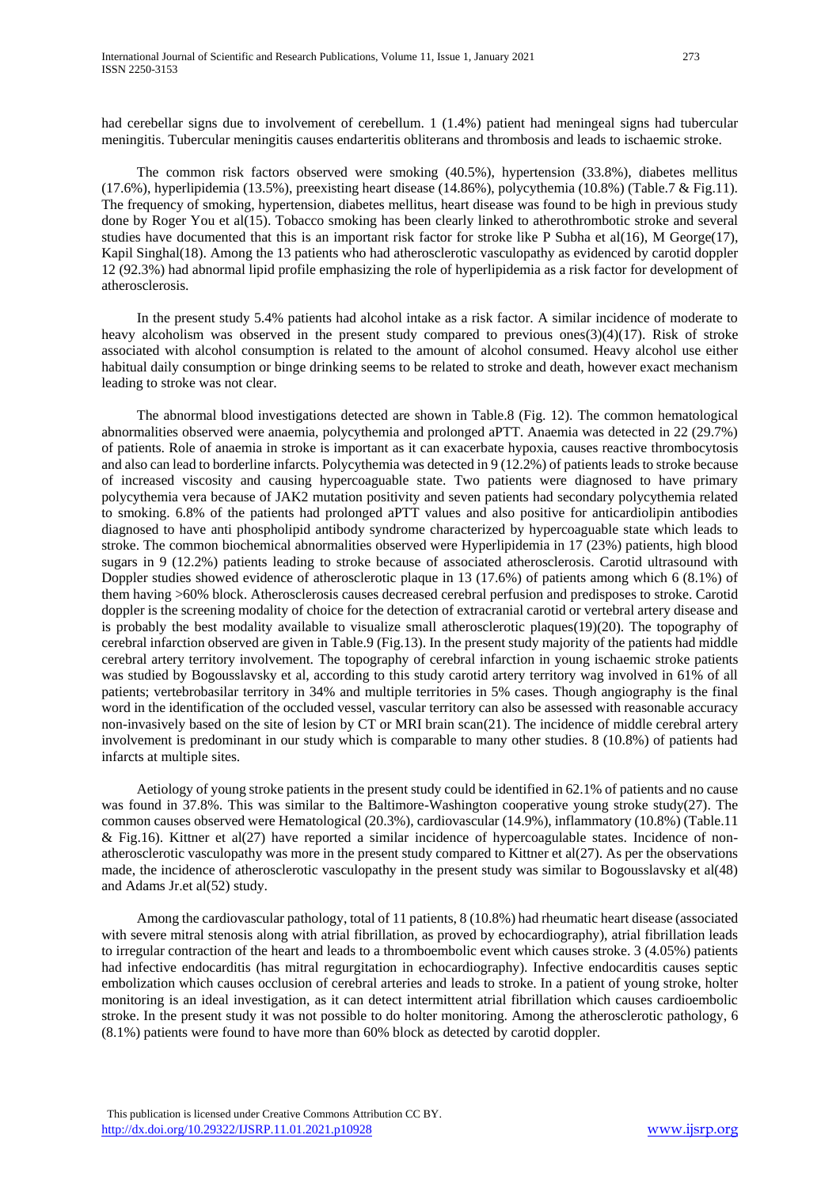had cerebellar signs due to involvement of cerebellum. 1 (1.4%) patient had meningeal signs had tubercular meningitis. Tubercular meningitis causes endarteritis obliterans and thrombosis and leads to ischaemic stroke.

The common risk factors observed were smoking (40.5%), hypertension (33.8%), diabetes mellitus (17.6%), hyperlipidemia (13.5%), preexisting heart disease (14.86%), polycythemia (10.8%) (Table.7 & Fig.11). The frequency of smoking, hypertension, diabetes mellitus, heart disease was found to be high in previous study done by Roger You et al(15). Tobacco smoking has been clearly linked to atherothrombotic stroke and several studies have documented that this is an important risk factor for stroke like P Subha et al(16), M George(17), Kapil Singhal(18). Among the 13 patients who had atherosclerotic vasculopathy as evidenced by carotid doppler 12 (92.3%) had abnormal lipid profile emphasizing the role of hyperlipidemia as a risk factor for development of atherosclerosis.

In the present study 5.4% patients had alcohol intake as a risk factor. A similar incidence of moderate to heavy alcoholism was observed in the present study compared to previous ones(3)(4)(17). Risk of stroke associated with alcohol consumption is related to the amount of alcohol consumed. Heavy alcohol use either habitual daily consumption or binge drinking seems to be related to stroke and death, however exact mechanism leading to stroke was not clear.

The abnormal blood investigations detected are shown in Table.8 (Fig. 12). The common hematological abnormalities observed were anaemia, polycythemia and prolonged aPTT. Anaemia was detected in 22 (29.7%) of patients. Role of anaemia in stroke is important as it can exacerbate hypoxia, causes reactive thrombocytosis and also can lead to borderline infarcts. Polycythemia was detected in 9 (12.2%) of patients leads to stroke because of increased viscosity and causing hypercoaguable state. Two patients were diagnosed to have primary polycythemia vera because of JAK2 mutation positivity and seven patients had secondary polycythemia related to smoking. 6.8% of the patients had prolonged aPTT values and also positive for anticardiolipin antibodies diagnosed to have anti phospholipid antibody syndrome characterized by hypercoaguable state which leads to stroke. The common biochemical abnormalities observed were Hyperlipidemia in 17 (23%) patients, high blood sugars in 9 (12.2%) patients leading to stroke because of associated atherosclerosis. Carotid ultrasound with Doppler studies showed evidence of atherosclerotic plaque in 13 (17.6%) of patients among which 6 (8.1%) of them having >60% block. Atherosclerosis causes decreased cerebral perfusion and predisposes to stroke. Carotid doppler is the screening modality of choice for the detection of extracranial carotid or vertebral artery disease and is probably the best modality available to visualize small atherosclerotic plaques(19)(20). The topography of cerebral infarction observed are given in Table.9 (Fig.13). In the present study majority of the patients had middle cerebral artery territory involvement. The topography of cerebral infarction in young ischaemic stroke patients was studied by Bogousslavsky et al, according to this study carotid artery territory wag involved in 61% of all patients; vertebrobasilar territory in 34% and multiple territories in 5% cases. Though angiography is the final word in the identification of the occluded vessel, vascular territory can also be assessed with reasonable accuracy non-invasively based on the site of lesion by CT or MRI brain scan(21). The incidence of middle cerebral artery involvement is predominant in our study which is comparable to many other studies. 8 (10.8%) of patients had infarcts at multiple sites.

Aetiology of young stroke patients in the present study could be identified in 62.1% of patients and no cause was found in 37.8%. This was similar to the Baltimore-Washington cooperative young stroke study(27). The common causes observed were Hematological (20.3%), cardiovascular (14.9%), inflammatory (10.8%) (Table.11 & Fig.16). Kittner et al(27) have reported a similar incidence of hypercoagulable states. Incidence of non-atherosclerotic vasculopathy was more in the present study compared to Kittner et al(27). As per the observations made, the incidence of atherosclerotic vasculopathy in the present study was similar to Bogousslavsky et al(48) and Adams Jr.et al(52) study.

Among the cardiovascular pathology, total of 11 patients, 8 (10.8%) had rheumatic heart disease (associated with severe mitral stenosis along with atrial fibrillation, as proved by echocardiography), atrial fibrillation leads to irregular contraction of the heart and leads to a thromboembolic event which causes stroke. 3 (4.05%) patients had infective endocarditis (has mitral regurgitation in echocardiography). Infective endocarditis causes septic embolization which causes occlusion of cerebral arteries and leads to stroke. In a patient of young stroke, holter monitoring is an ideal investigation, as it can detect intermittent atrial fibrillation which causes cardioembolic stroke. In the present study it was not possible to do holter monitoring. Among the atherosclerotic pathology, 6 (8.1%) patients were found to have more than 60% block as detected by carotid doppler.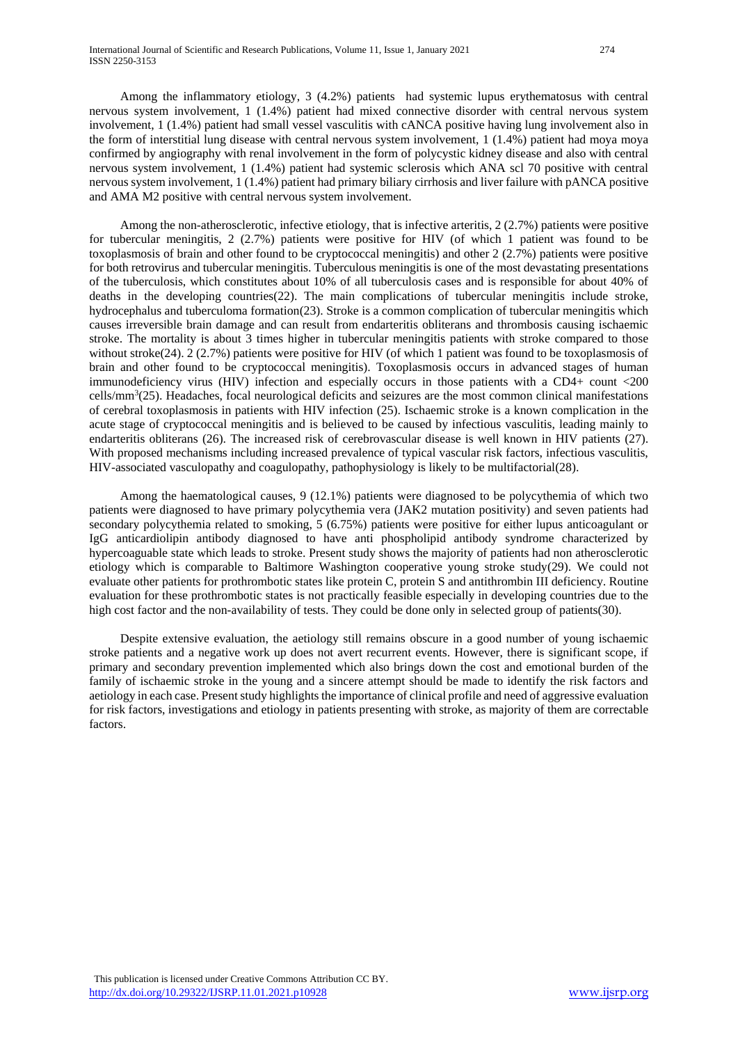Among the inflammatory etiology, 3 (4.2%) patients had systemic lupus erythematosus with central nervous system involvement, 1 (1.4%) patient had mixed connective disorder with central nervous system involvement, 1 (1.4%) patient had small vessel vasculitis with cANCA positive having lung involvement also in the form of interstitial lung disease with central nervous system involvement, 1 (1.4%) patient had moya moya confirmed by angiography with renal involvement in the form of polycystic kidney disease and also with central nervous system involvement, 1 (1.4%) patient had systemic sclerosis which ANA scl 70 positive with central nervous system involvement, 1 (1.4%) patient had primary biliary cirrhosis and liver failure with pANCA positive and AMA M2 positive with central nervous system involvement.

Among the non-atherosclerotic, infective etiology, that is infective arteritis, 2 (2.7%) patients were positive for tubercular meningitis, 2 (2.7%) patients were positive for HIV (of which 1 patient was found to be toxoplasmosis of brain and other found to be cryptococcal meningitis) and other 2 (2.7%) patients were positive for both retrovirus and tubercular meningitis. Tuberculous meningitis is one of the most devastating presentations of the tuberculosis, which constitutes about 10% of all tuberculosis cases and is responsible for about 40% of deaths in the developing countries(22). The main complications of tubercular meningitis include stroke, hydrocephalus and tuberculoma formation(23). Stroke is a common complication of tubercular meningitis which causes irreversible brain damage and can result from endarteritis obliterans and thrombosis causing ischaemic stroke. The mortality is about 3 times higher in tubercular meningitis patients with stroke compared to those without stroke(24). 2 (2.7%) patients were positive for HIV (of which 1 patient was found to be toxoplasmosis of brain and other found to be cryptococcal meningitis). Toxoplasmosis occurs in advanced stages of human immunodeficiency virus (HIV) infection and especially occurs in those patients with a CD4+ count <200 cells/mm$^3$(25). Headaches, focal neurological deficits and seizures are the most common clinical manifestations of cerebral toxoplasmosis in patients with HIV infection (25). Ischaemic stroke is a known complication in the acute stage of cryptococcal meningitis and is believed to be caused by infectious vasculitis, leading mainly to endarteritis obliterans (26). The increased risk of cerebrovascular disease is well known in HIV patients (27). With proposed mechanisms including increased prevalence of typical vascular risk factors, infectious vasculitis, HIV-associated vasculopathy and coagulopathy, pathophysiology is likely to be multifactorial(28).

Among the haematological causes, 9 (12.1%) patients were diagnosed to be polycythemia of which two patients were diagnosed to have primary polycythemia vera (JAK2 mutation positivity) and seven patients had secondary polycythemia related to smoking, 5 (6.75%) patients were positive for either lupus anticoagulant or IgG anticardiolipin antibody diagnosed to have anti phospholipid antibody syndrome characterized by hypercoaguable state which leads to stroke. Present study shows the majority of patients had non atherosclerotic etiology which is comparable to Baltimore Washington cooperative young stroke study(29). We could not evaluate other patients for prothrombotic states like protein C, protein S and antithrombin III deficiency. Routine evaluation for these prothrombotic states is not practically feasible especially in developing countries due to the high cost factor and the non-availability of tests. They could be done only in selected group of patients(30).

Despite extensive evaluation, the aetiology still remains obscure in a good number of young ischaemic stroke patients and a negative work up does not avert recurrent events. However, there is significant scope, if primary and secondary prevention implemented which also brings down the cost and emotional burden of the family of ischaemic stroke in the young and a sincere attempt should be made to identify the risk factors and aetiology in each case. Present study highlights the importance of clinical profile and need of aggressive evaluation for risk factors, investigations and etiology in patients presenting with stroke, as majority of them are correctable factors.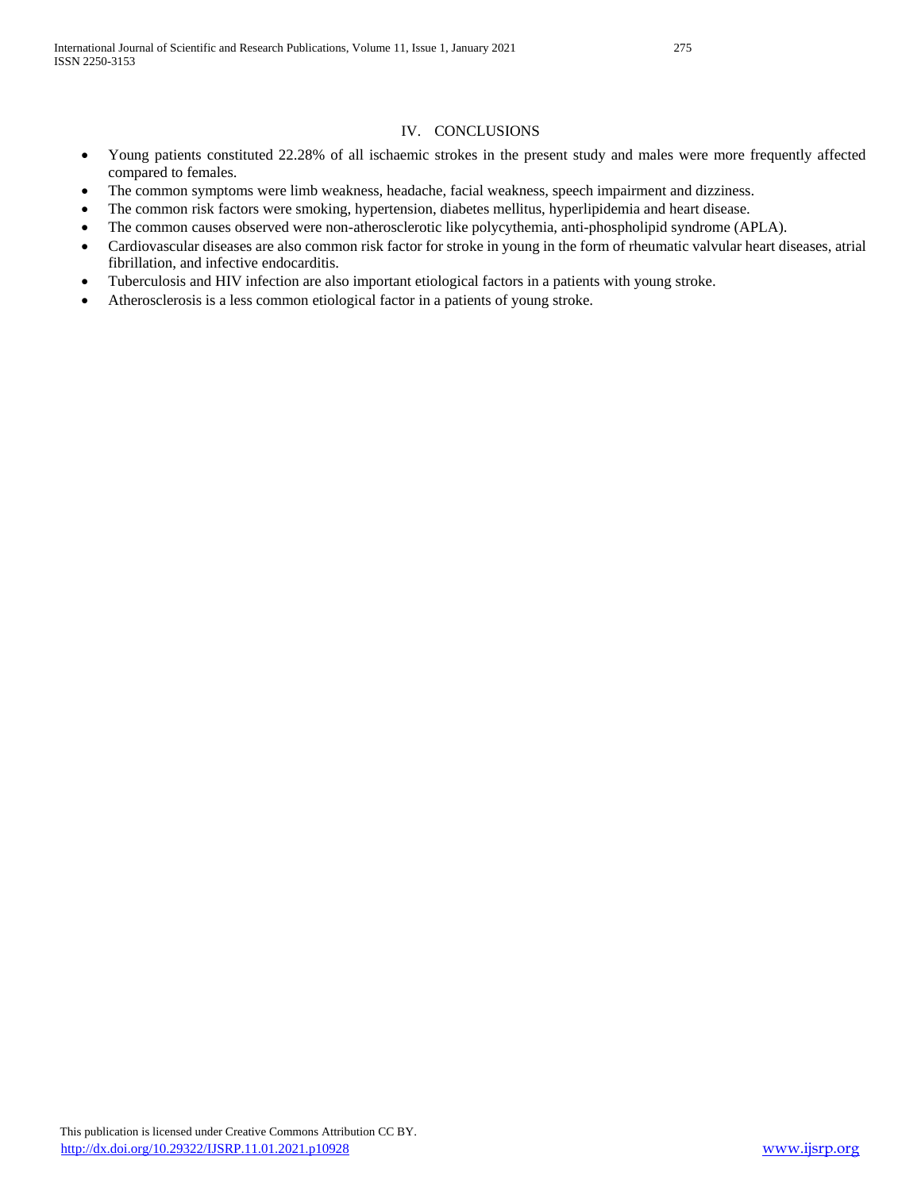## IV. CONCLUSIONS

- Young patients constituted 22.28% of all ischaemic strokes in the present study and males were more frequently affected compared to females.
- The common symptoms were limb weakness, headache, facial weakness, speech impairment and dizziness.
- The common risk factors were smoking, hypertension, diabetes mellitus, hyperlipidemia and heart disease.
- The common causes observed were non-atherosclerotic like polycythemia, anti-phospholipid syndrome (APLA).
- Cardiovascular diseases are also common risk factor for stroke in young in the form of rheumatic valvular heart diseases, atrial fibrillation, and infective endocarditis.
- Tuberculosis and HIV infection are also important etiological factors in a patients with young stroke.
- Atherosclerosis is a less common etiological factor in a patients of young stroke.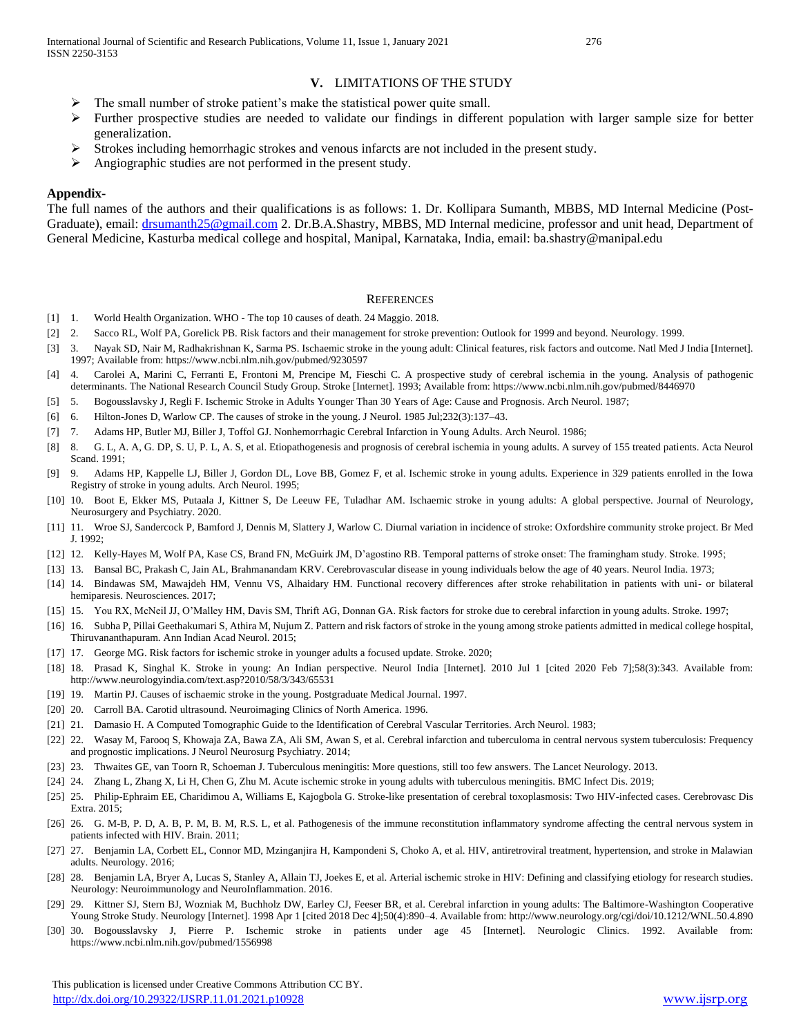## V. LIMITATIONS OF THE STUDY

- The small number of stroke patient's make the statistical power quite small.
- Further prospective studies are needed to validate our findings in different population with larger sample size for better generalization.
- Strokes including hemorrhagic strokes and venous infarcts are not included in the present study.
- Angiographic studies are not performed in the present study.

### Appendix-

The full names of the authors and their qualifications is as follows: 1. Dr. Kollipara Sumanth, MBBS, MD Internal Medicine (Post-Graduate), email: drsumanth25@gmail.com 2. Dr.B.A.Shastry, MBBS, MD Internal medicine, professor and unit head, Department of General Medicine, Kasturba medical college and hospital, Manipal, Karnataka, India, email: ba.shastry@manipal.edu

## REFERENCES

[1] 1. World Health Organization. WHO - The top 10 causes of death. 24 Maggio. 2018.

[2] 2. Sacco RL, Wolf PA, Gorelick PB. Risk factors and their management for stroke prevention: Outlook for 1999 and beyond. Neurology. 1999.

[3] 3. Nayak SD, Nair M, Radhakrishnan K, Sarma PS. Ischaemic stroke in the young adult: Clinical features, risk factors and outcome. Natl Med J India [Internet]. 1997; Available from: https://www.ncbi.nlm.nih.gov/pubmed/9230597

[4] 4. Carolei A, Marini C, Ferranti E, Frontoni M, Prencipe M, Fieschi C. A prospective study of cerebral ischemia in the young. Analysis of pathogenic determinants. The National Research Council Study Group. Stroke [Internet]. 1993; Available from: https://www.ncbi.nlm.nih.gov/pubmed/8446970

[5] 5. Bogousslavsky J, Regli F. Ischemic Stroke in Adults Younger Than 30 Years of Age: Cause and Prognosis. Arch Neurol. 1987;

[6] 6. Hilton-Jones D, Warlow CP. The causes of stroke in the young. J Neurol. 1985 Jul;232(3):137–43.

[7] 7. Adams HP, Butler MJ, Biller J, Toffol GJ. Nonhemorrhagic Cerebral Infarction in Young Adults. Arch Neurol. 1986;

[8] 8. G. L, A. A, G. DP, S. U, P. L, A. S, et al. Etiopathogenesis and prognosis of cerebral ischemia in young adults. A survey of 155 treated patients. Acta Neurol Scand. 1991;

[9] 9. Adams HP, Kappelle LJ, Biller J, Gordon DL, Love BB, Gomez F, et al. Ischemic stroke in young adults. Experience in 329 patients enrolled in the Iowa Registry of stroke in young adults. Arch Neurol. 1995;

[10] 10. Boot E, Ekker MS, Putaala J, Kittner S, De Leeuw FE, Tuladhar AM. Ischaemic stroke in young adults: A global perspective. Journal of Neurology, Neurosurgery and Psychiatry. 2020.

[11] 11. Wroe SJ, Sandercock P, Bamford J, Dennis M, Slattery J, Warlow C. Diurnal variation in incidence of stroke: Oxfordshire community stroke project. Br Med J. 1992;

[12] 12. Kelly-Hayes M, Wolf PA, Kase CS, Brand FN, McGuirk JM, D'agostino RB. Temporal patterns of stroke onset: The framingham study. Stroke. 1995;

[13] 13. Bansal BC, Prakash C, Jain AL, Brahmanandam KRV. Cerebrovascular disease in young individuals below the age of 40 years. Neurol India. 1973;

[14] 14. Bindawas SM, Mawajdeh HM, Vennu VS, Alhaidary HM. Functional recovery differences after stroke rehabilitation in patients with uni- or bilateral hemiparesis. Neurosciences. 2017;

[15] 15. You RX, McNeil JJ, O'Malley HM, Davis SM, Thrift AG, Donnan GA. Risk factors for stroke due to cerebral infarction in young adults. Stroke. 1997;

[16] 16. Subha P, Pillai Geethakumari S, Athira M, Nujum Z. Pattern and risk factors of stroke in the young among stroke patients admitted in medical college hospital, Thiruvananthapuram. Ann Indian Acad Neurol. 2015;

[17] 17. George MG. Risk factors for ischemic stroke in younger adults a focused update. Stroke. 2020;

[18] 18. Prasad K, Singhal K. Stroke in young: An Indian perspective. Neurol India [Internet]. 2010 Jul 1 [cited 2020 Feb 7];58(3):343. Available from: http://www.neurologyindia.com/text.asp?2010/58/3/343/65531

[19] 19. Martin PJ. Causes of ischaemic stroke in the young. Postgraduate Medical Journal. 1997.

[20] 20. Carroll BA. Carotid ultrasound. Neuroimaging Clinics of North America. 1996.

[21] 21. Damasio H. A Computed Tomographic Guide to the Identification of Cerebral Vascular Territories. Arch Neurol. 1983;

[22] 22. Wasay M, Farooq S, Khowaja ZA, Bawa ZA, Ali SM, Awan S, et al. Cerebral infarction and tuberculoma in central nervous system tuberculosis: Frequency and prognostic implications. J Neurol Neurosurg Psychiatry. 2014;

[23] 23. Thwaites GE, van Toorn R, Schoeman J. Tuberculous meningitis: More questions, still too few answers. The Lancet Neurology. 2013.

[24] 24. Zhang L, Zhang X, Li H, Chen G, Zhu M. Acute ischemic stroke in young adults with tuberculous meningitis. BMC Infect Dis. 2019;

[25] 25. Philip-Ephraim EE, Charidimou A, Williams E, Kajogbola G. Stroke-like presentation of cerebral toxoplasmosis: Two HIV-infected cases. Cerebrovasc Dis Extra. 2015;

[26] 26. G. M-B, P. D, A. B, P. M, B. M, R.S. L, et al. Pathogenesis of the immune reconstitution inflammatory syndrome affecting the central nervous system in patients infected with HIV. Brain. 2011;

[27] 27. Benjamin LA, Corbett EL, Connor MD, Mzinganjira H, Kampondeni S, Choko A, et al. HIV, antiretroviral treatment, hypertension, and stroke in Malawian adults. Neurology. 2016;

[28] 28. Benjamin LA, Bryer A, Lucas S, Stanley A, Allain TJ, Joekes E, et al. Arterial ischemic stroke in HIV: Defining and classifying etiology for research studies. Neurology: Neuroimmunology and NeuroInflammation. 2016.

[29] 29. Kittner SJ, Stern BJ, Wozniak M, Buchholz DW, Earley CJ, Feeser BR, et al. Cerebral infarction in young adults: The Baltimore-Washington Cooperative Young Stroke Study. Neurology [Internet]. 1998 Apr 1 [cited 2018 Dec 4];50(4):890–4. Available from: http://www.neurology.org/cgi/doi/10.1212/WNL.50.4.890

[30] 30. Bogousslavsky J, Pierre P. Ischemic stroke in patients under age 45 [Internet]. Neurologic Clinics. 1992. Available from: https://www.ncbi.nlm.nih.gov/pubmed/1556998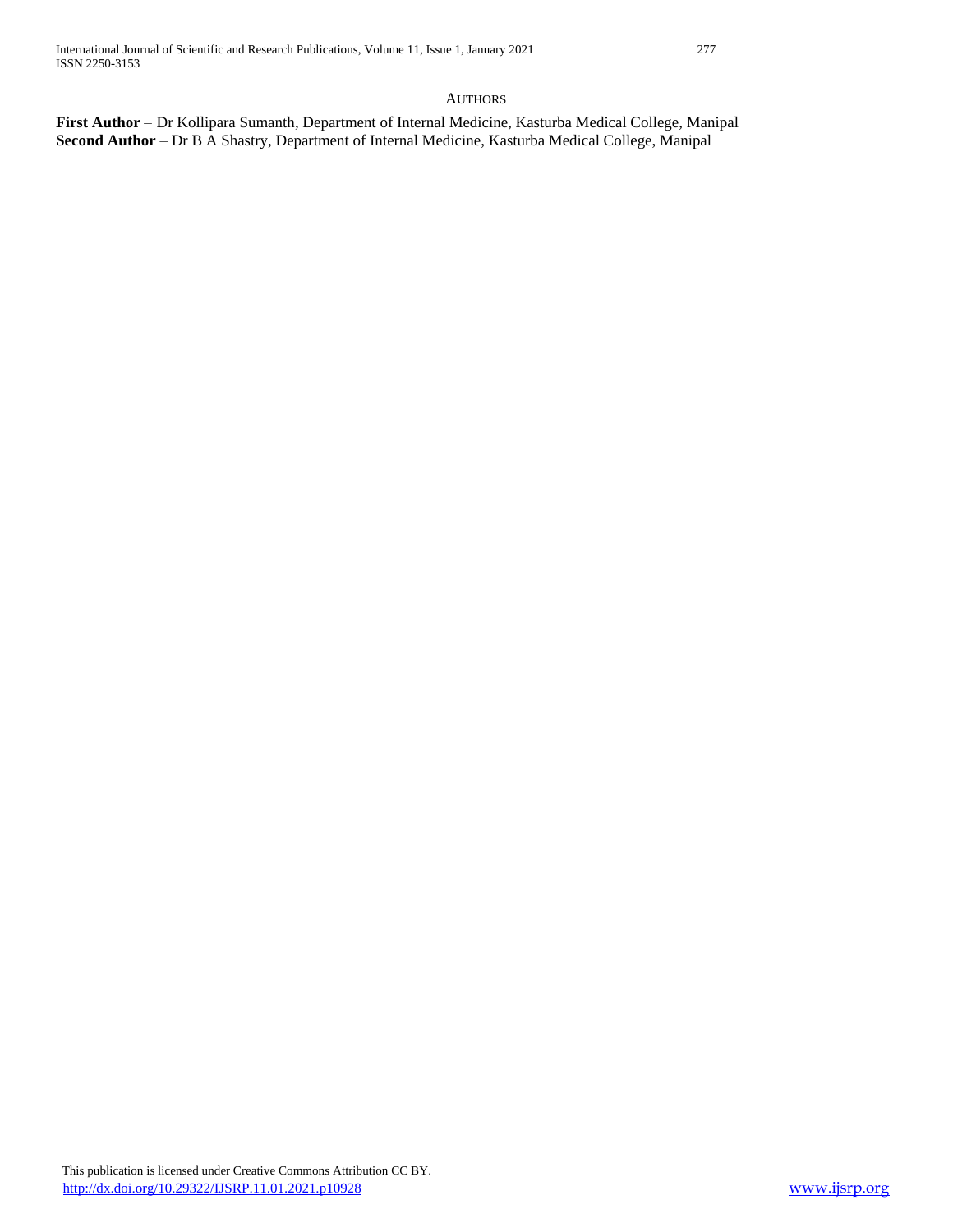## AUTHORS

**First Author** – Dr Kollipara Sumanth, Department of Internal Medicine, Kasturba Medical College, Manipal
**Second Author** – Dr B A Shastry, Department of Internal Medicine, Kasturba Medical College, Manipal